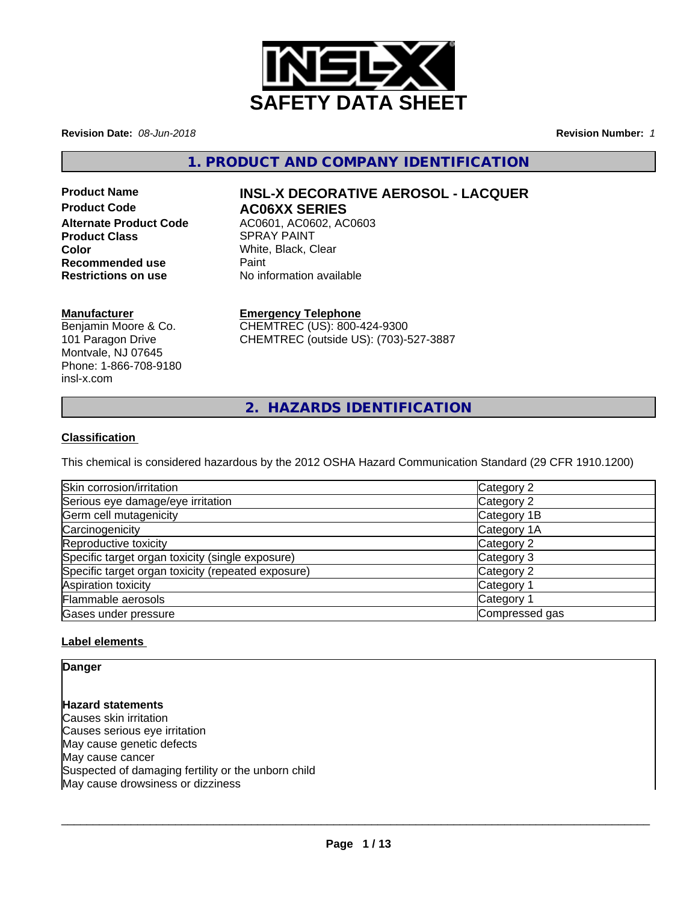# SAFETY DATA SHEET

**Revision Date:** *08-Jun-2018*

**Revision Number:** *1*

## 1. PRODUCT AND COMPANY IDENTIFICATION

| | |
|---|---|
| **Product Name** | **INSL-X DECORATIVE AEROSOL - LACQUER** |
| **Product Code** | **AC06XX SERIES** |
| **Alternate Product Code** | AC0601, AC0602, AC0603 |
| **Product Class** | SPRAY PAINT |
| **Color** | White, Black, Clear |
| **Recommended use** | Paint |
| **Restrictions on use** | No information available |

**Manufacturer**
Benjamin Moore & Co.
101 Paragon Drive
Montvale, NJ 07645
Phone: 1-866-708-9180
insl-x.com

**Emergency Telephone**
CHEMTREC (US): 800-424-9300
CHEMTREC (outside US): (703)-527-3887

## 2. HAZARDS IDENTIFICATION

**Classification**

This chemical is considered hazardous by the 2012 OSHA Hazard Communication Standard (29 CFR 1910.1200)

| | |
|---|---|
| Skin corrosion/irritation | Category 2 |
| Serious eye damage/eye irritation | Category 2 |
| Germ cell mutagenicity | Category 1B |
| Carcinogenicity | Category 1A |
| Reproductive toxicity | Category 2 |
| Specific target organ toxicity (single exposure) | Category 3 |
| Specific target organ toxicity (repeated exposure) | Category 2 |
| Aspiration toxicity | Category 1 |
| Flammable aerosols | Category 1 |
| Gases under pressure | Compressed gas |

**Label elements**

**Danger**

**Hazard statements**
Causes skin irritation
Causes serious eye irritation
May cause genetic defects
May cause cancer
Suspected of damaging fertility or the unborn child
May cause drowsiness or dizziness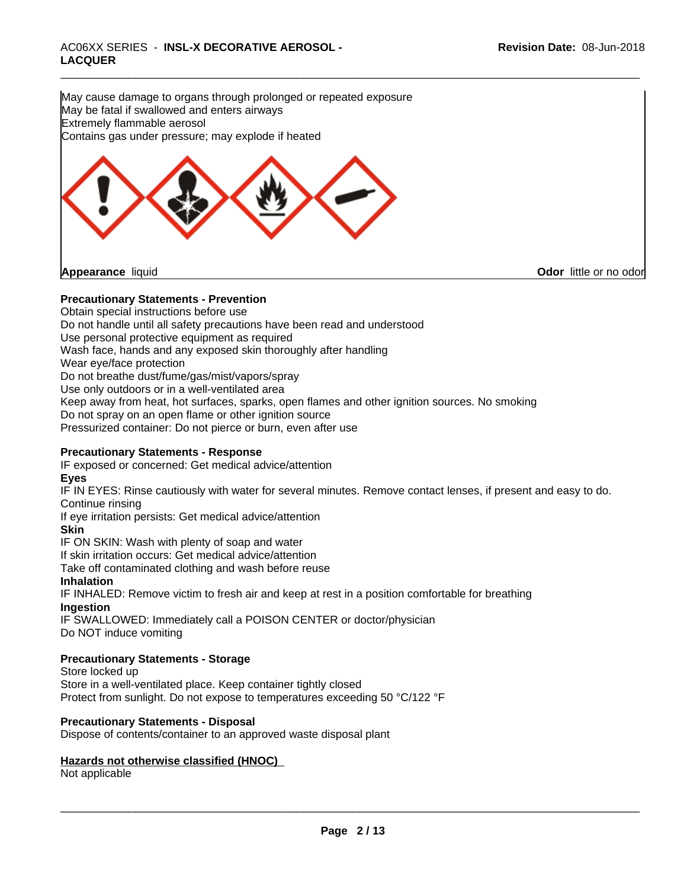May cause damage to organs through prolonged or repeated exposure
May be fatal if swallowed and enters airways
Extremely flammable aerosol
Contains gas under pressure; may explode if heated

**Appearance** liquid **Odor** little or no odor

**Precautionary Statements - Prevention**

Obtain special instructions before use
Do not handle until all safety precautions have been read and understood
Use personal protective equipment as required
Wash face, hands and any exposed skin thoroughly after handling
Wear eye/face protection
Do not breathe dust/fume/gas/mist/vapors/spray
Use only outdoors or in a well-ventilated area
Keep away from heat, hot surfaces, sparks, open flames and other ignition sources. No smoking
Do not spray on an open flame or other ignition source
Pressurized container: Do not pierce or burn, even after use

**Precautionary Statements - Response**

IF exposed or concerned: Get medical advice/attention

**Eyes**

IF IN EYES: Rinse cautiously with water for several minutes. Remove contact lenses, if present and easy to do. Continue rinsing
If eye irritation persists: Get medical advice/attention

**Skin**

IF ON SKIN: Wash with plenty of soap and water
If skin irritation occurs: Get medical advice/attention
Take off contaminated clothing and wash before reuse

**Inhalation**

IF INHALED: Remove victim to fresh air and keep at rest in a position comfortable for breathing

**Ingestion**

IF SWALLOWED: Immediately call a POISON CENTER or doctor/physician
Do NOT induce vomiting

**Precautionary Statements - Storage**

Store locked up
Store in a well-ventilated place. Keep container tightly closed
Protect from sunlight. Do not expose to temperatures exceeding 50 °C/122 °F

**Precautionary Statements - Disposal**

Dispose of contents/container to an approved waste disposal plant

**Hazards not otherwise classified (HNOC)**

Not applicable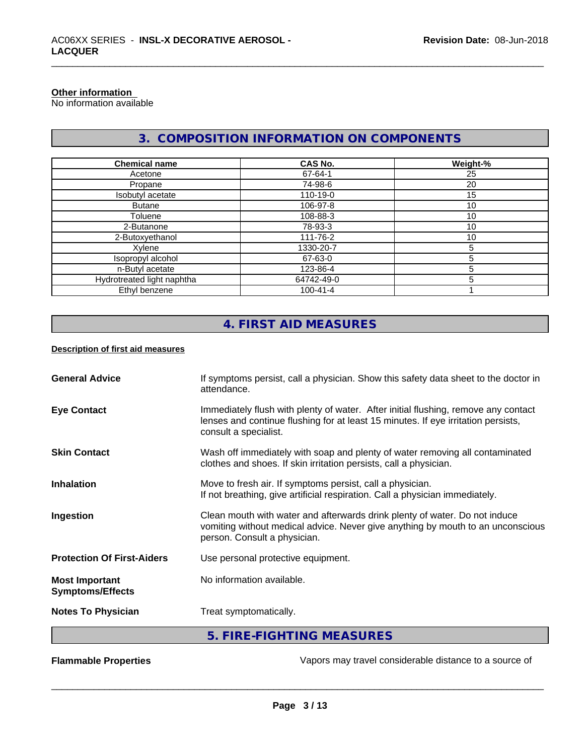**Other information**
No information available

## 3. COMPOSITION INFORMATION ON COMPONENTS

| Chemical name | CAS No. | Weight-% |
|---|---|---|
| Acetone | 67-64-1 | 25 |
| Propane | 74-98-6 | 20 |
| Isobutyl acetate | 110-19-0 | 15 |
| Butane | 106-97-8 | 10 |
| Toluene | 108-88-3 | 10 |
| 2-Butanone | 78-93-3 | 10 |
| 2-Butoxyethanol | 111-76-2 | 10 |
| Xylene | 1330-20-7 | 5 |
| Isopropyl alcohol | 67-63-0 | 5 |
| n-Butyl acetate | 123-86-4 | 5 |
| Hydrotreated light naphtha | 64742-49-0 | 5 |
| Ethyl benzene | 100-41-4 | 1 |

## 4. FIRST AID MEASURES

**Description of first aid measures**

**General Advice**
If symptoms persist, call a physician. Show this safety data sheet to the doctor in attendance.

**Eye Contact**
Immediately flush with plenty of water. After initial flushing, remove any contact lenses and continue flushing for at least 15 minutes. If eye irritation persists, consult a specialist.

**Skin Contact**
Wash off immediately with soap and plenty of water removing all contaminated clothes and shoes. If skin irritation persists, call a physician.

**Inhalation**
Move to fresh air. If symptoms persist, call a physician.
If not breathing, give artificial respiration. Call a physician immediately.

**Ingestion**
Clean mouth with water and afterwards drink plenty of water. Do not induce vomiting without medical advice. Never give anything by mouth to an unconscious person. Consult a physician.

**Protection Of First-Aiders**
Use personal protective equipment.

**Most Important Symptoms/Effects**
No information available.

**Notes To Physician**
Treat symptomatically.

## 5. FIRE-FIGHTING MEASURES

**Flammable Properties**
Vapors may travel considerable distance to a source of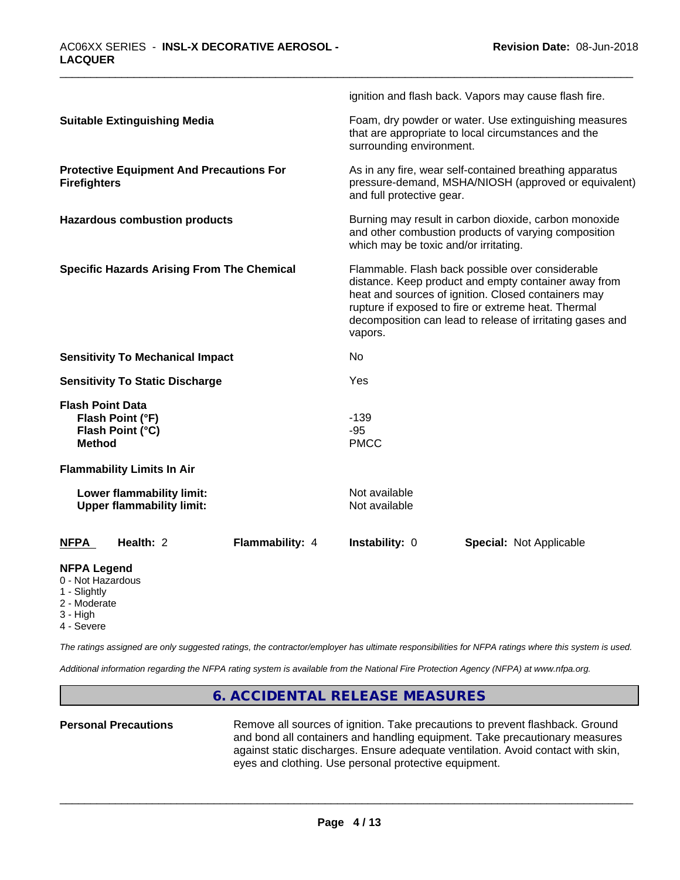ignition and flash back. Vapors may cause flash fire.

| | |
|---|---|
| **Suitable Extinguishing Media** | Foam, dry powder or water. Use extinguishing measures that are appropriate to local circumstances and the surrounding environment. |
| **Protective Equipment And Precautions For Firefighters** | As in any fire, wear self-contained breathing apparatus pressure-demand, MSHA/NIOSH (approved or equivalent) and full protective gear. |
| **Hazardous combustion products** | Burning may result in carbon dioxide, carbon monoxide and other combustion products of varying composition which may be toxic and/or irritating. |
| **Specific Hazards Arising From The Chemical** | Flammable. Flash back possible over considerable distance. Keep product and empty container away from heat and sources of ignition. Closed containers may rupture if exposed to fire or extreme heat. Thermal decomposition can lead to release of irritating gases and vapors. |
| **Sensitivity To Mechanical Impact** | No |
| **Sensitivity To Static Discharge** | Yes |

**Flash Point Data**

| | |
|---|---|
| **Flash Point (°F)** | -139 |
| **Flash Point (°C)** | -95 |
| **Method** | PMCC |

**Flammability Limits In Air**

| | |
|---|---|
| **Lower flammability limit:** | Not available |
| **Upper flammability limit:** | Not available |

| **NFPA** | **Health:** 2 | **Flammability:** 4 | **Instability:** 0 | **Special:** Not Applicable |
|---|---|---|---|---|

**NFPA Legend**
- 0 - Not Hazardous
- 1 - Slightly
- 2 - Moderate
- 3 - High
- 4 - Severe

*The ratings assigned are only suggested ratings, the contractor/employer has ultimate responsibilities for NFPA ratings where this system is used.*

*Additional information regarding the NFPA rating system is available from the National Fire Protection Agency (NFPA) at www.nfpa.org.*

## 6. ACCIDENTAL RELEASE MEASURES

| | |
|---|---|
| **Personal Precautions** | Remove all sources of ignition. Take precautions to prevent flashback. Ground and bond all containers and handling equipment. Take precautionary measures against static discharges. Ensure adequate ventilation. Avoid contact with skin, eyes and clothing. Use personal protective equipment. |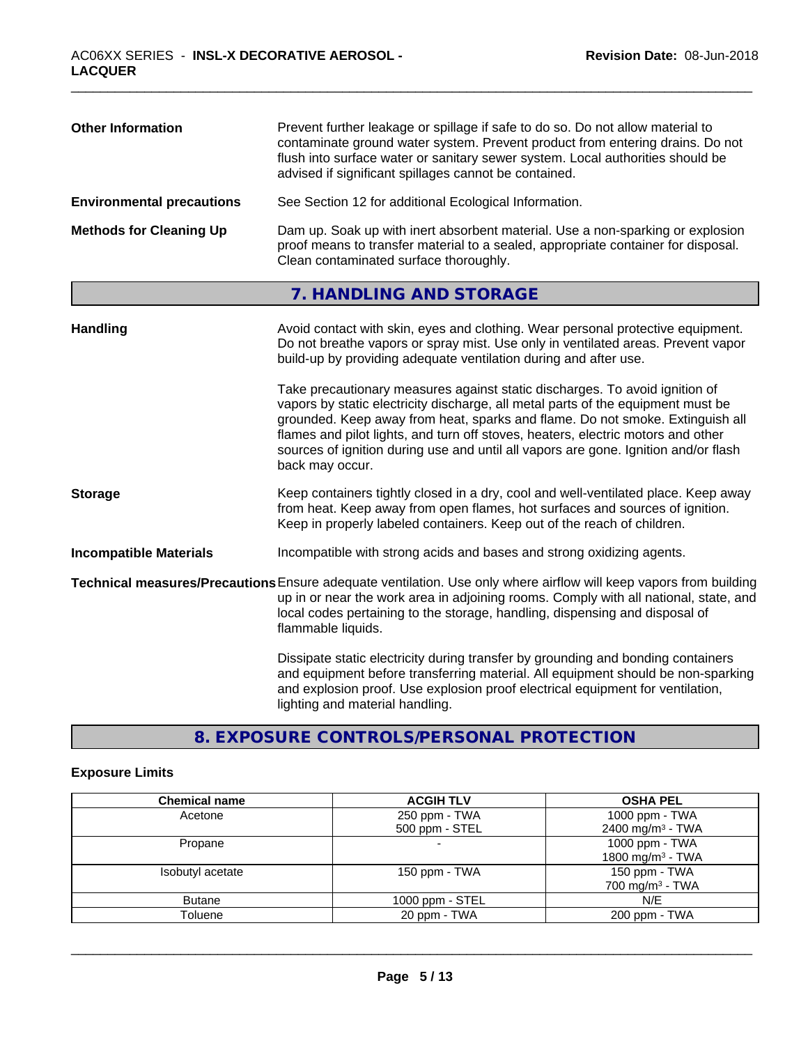**Other Information**

Prevent further leakage or spillage if safe to do so. Do not allow material to contaminate ground water system. Prevent product from entering drains. Do not flush into surface water or sanitary sewer system. Local authorities should be advised if significant spillages cannot be contained.

**Environmental precautions**

See Section 12 for additional Ecological Information.

**Methods for Cleaning Up**

Dam up. Soak up with inert absorbent material. Use a non-sparking or explosion proof means to transfer material to a sealed, appropriate container for disposal. Clean contaminated surface thoroughly.

## 7. HANDLING AND STORAGE

**Handling**

Avoid contact with skin, eyes and clothing. Wear personal protective equipment. Do not breathe vapors or spray mist. Use only in ventilated areas. Prevent vapor build-up by providing adequate ventilation during and after use.

Take precautionary measures against static discharges. To avoid ignition of vapors by static electricity discharge, all metal parts of the equipment must be grounded. Keep away from heat, sparks and flame. Do not smoke. Extinguish all flames and pilot lights, and turn off stoves, heaters, electric motors and other sources of ignition during use and until all vapors are gone. Ignition and/or flash back may occur.

**Storage**

Keep containers tightly closed in a dry, cool and well-ventilated place. Keep away from heat. Keep away from open flames, hot surfaces and sources of ignition. Keep in properly labeled containers. Keep out of the reach of children.

**Incompatible Materials**

Incompatible with strong acids and bases and strong oxidizing agents.

**Technical measures/Precautions**

Ensure adequate ventilation. Use only where airflow will keep vapors from building up in or near the work area in adjoining rooms. Comply with all national, state, and local codes pertaining to the storage, handling, dispensing and disposal of flammable liquids.

Dissipate static electricity during transfer by grounding and bonding containers and equipment before transferring material. All equipment should be non-sparking and explosion proof. Use explosion proof electrical equipment for ventilation, lighting and material handling.

## 8. EXPOSURE CONTROLS/PERSONAL PROTECTION

### Exposure Limits

| Chemical name | ACGIH TLV | OSHA PEL |
|---|---|---|
| Acetone | 250 ppm - TWA<br>500 ppm - STEL | 1000 ppm - TWA<br>2400 mg/m³ - TWA |
| Propane | - | 1000 ppm - TWA<br>1800 mg/m³ - TWA |
| Isobutyl acetate | 150 ppm - TWA | 150 ppm - TWA<br>700 mg/m³ - TWA |
| Butane | 1000 ppm - STEL | N/E |
| Toluene | 20 ppm - TWA | 200 ppm - TWA |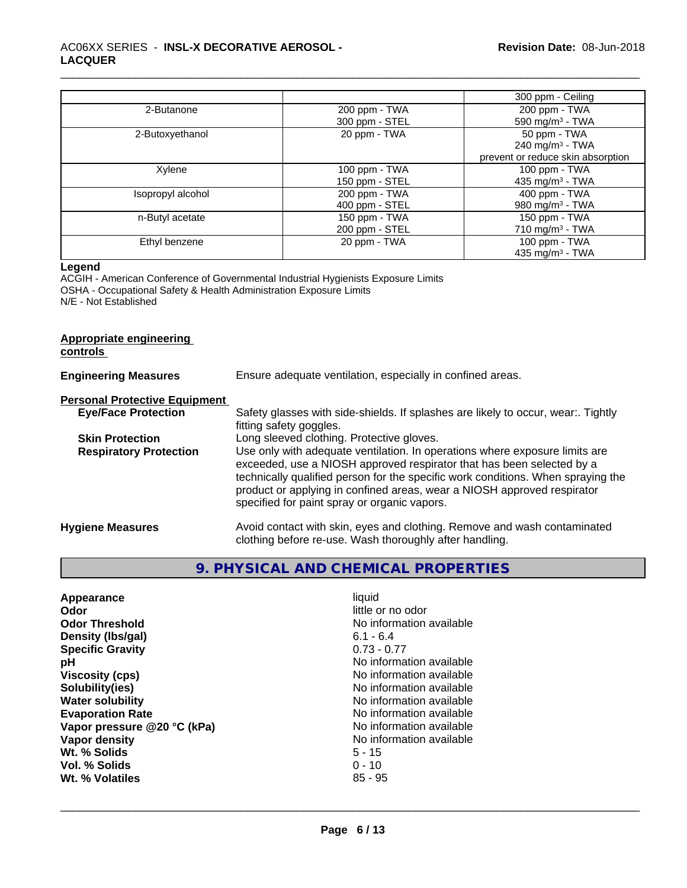|  |  | 300 ppm - Ceiling |
|---|---|---|
| 2-Butanone | 200 ppm - TWA<br>300 ppm - STEL | 200 ppm - TWA<br>590 mg/m³ - TWA |
| 2-Butoxyethanol | 20 ppm - TWA | 50 ppm - TWA<br>240 mg/m³ - TWA<br>prevent or reduce skin absorption |
| Xylene | 100 ppm - TWA<br>150 ppm - STEL | 100 ppm - TWA<br>435 mg/m³ - TWA |
| Isopropyl alcohol | 200 ppm - TWA<br>400 ppm - STEL | 400 ppm - TWA<br>980 mg/m³ - TWA |
| n-Butyl acetate | 150 ppm - TWA<br>200 ppm - STEL | 150 ppm - TWA<br>710 mg/m³ - TWA |
| Ethyl benzene | 20 ppm - TWA | 100 ppm - TWA<br>435 mg/m³ - TWA |

**Legend**
ACGIH - American Conference of Governmental Industrial Hygienists Exposure Limits
OSHA - Occupational Safety & Health Administration Exposure Limits
N/E - Not Established

**Appropriate engineering controls**

**Engineering Measures** Ensure adequate ventilation, especially in confined areas.

**Personal Protective Equipment**

**Eye/Face Protection** Safety glasses with side-shields. If splashes are likely to occur, wear:. Tightly fitting safety goggles.

**Skin Protection** Long sleeved clothing. Protective gloves.

**Respiratory Protection** Use only with adequate ventilation. In operations where exposure limits are exceeded, use a NIOSH approved respirator that has been selected by a technically qualified person for the specific work conditions. When spraying the product or applying in confined areas, wear a NIOSH approved respirator specified for paint spray or organic vapors.

**Hygiene Measures** Avoid contact with skin, eyes and clothing. Remove and wash contaminated clothing before re-use. Wash thoroughly after handling.

## 9. PHYSICAL AND CHEMICAL PROPERTIES

| | |
|---|---|
| **Appearance** | liquid |
| **Odor** | little or no odor |
| **Odor Threshold** | No information available |
| **Density (lbs/gal)** | 6.1 - 6.4 |
| **Specific Gravity** | 0.73 - 0.77 |
| **pH** | No information available |
| **Viscosity (cps)** | No information available |
| **Solubility(ies)** | No information available |
| **Water solubility** | No information available |
| **Evaporation Rate** | No information available |
| **Vapor pressure @20 °C (kPa)** | No information available |
| **Vapor density** | No information available |
| **Wt. % Solids** | 5 - 15 |
| **Vol. % Solids** | 0 - 10 |
| **Wt. % Volatiles** | 85 - 95 |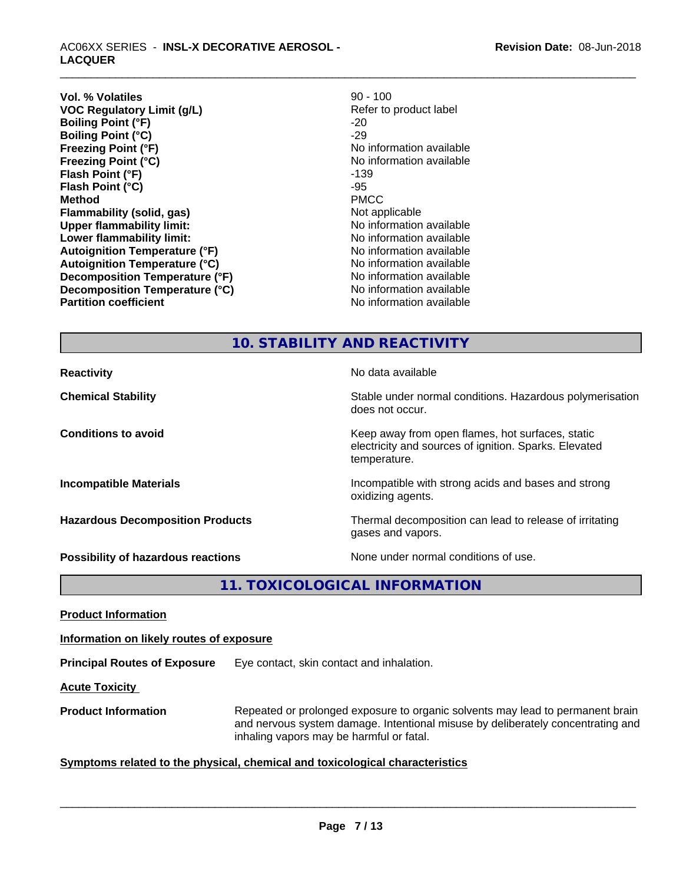| | |
|---|---|
| **Vol. % Volatiles** | 90 - 100 |
| **VOC Regulatory Limit (g/L)** | Refer to product label |
| **Boiling Point (°F)** | -20 |
| **Boiling Point (°C)** | -29 |
| **Freezing Point (°F)** | No information available |
| **Freezing Point (°C)** | No information available |
| **Flash Point (°F)** | -139 |
| **Flash Point (°C)** | -95 |
| **Method** | PMCC |
| **Flammability (solid, gas)** | Not applicable |
| **Upper flammability limit:** | No information available |
| **Lower flammability limit:** | No information available |
| **Autoignition Temperature (°F)** | No information available |
| **Autoignition Temperature (°C)** | No information available |
| **Decomposition Temperature (°F)** | No information available |
| **Decomposition Temperature (°C)** | No information available |
| **Partition coefficient** | No information available |

## 10. STABILITY AND REACTIVITY

| | |
|---|---|
| **Reactivity** | No data available |
| **Chemical Stability** | Stable under normal conditions. Hazardous polymerisation does not occur. |
| **Conditions to avoid** | Keep away from open flames, hot surfaces, static electricity and sources of ignition. Sparks. Elevated temperature. |
| **Incompatible Materials** | Incompatible with strong acids and bases and strong oxidizing agents. |
| **Hazardous Decomposition Products** | Thermal decomposition can lead to release of irritating gases and vapors. |
| **Possibility of hazardous reactions** | None under normal conditions of use. |

## 11. TOXICOLOGICAL INFORMATION

**Product Information**

**Information on likely routes of exposure**

**Principal Routes of Exposure** Eye contact, skin contact and inhalation.

**Acute Toxicity**

**Product Information** Repeated or prolonged exposure to organic solvents may lead to permanent brain and nervous system damage. Intentional misuse by deliberately concentrating and inhaling vapors may be harmful or fatal.

**Symptoms related to the physical, chemical and toxicological characteristics**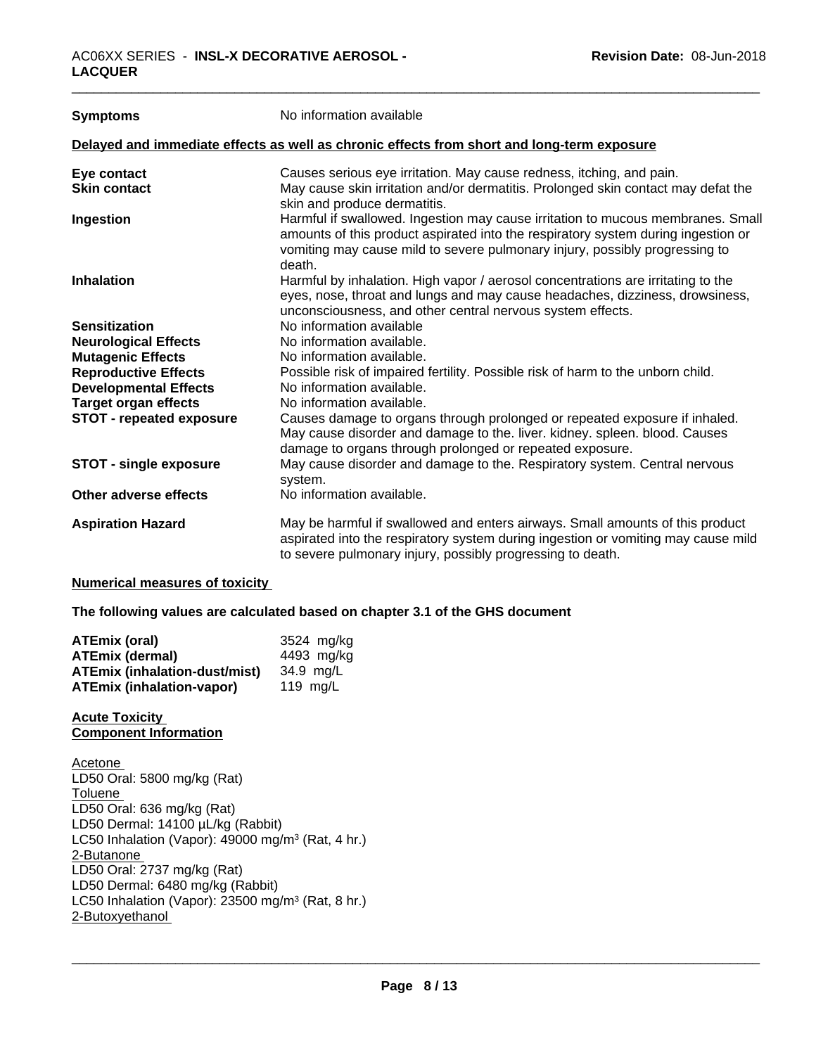| | |
|---|---|
| **Symptoms** | No information available |

**Delayed and immediate effects as well as chronic effects from short and long-term exposure**

| | |
|---|---|
| **Eye contact** | Causes serious eye irritation. May cause redness, itching, and pain. |
| **Skin contact** | May cause skin irritation and/or dermatitis. Prolonged skin contact may defat the skin and produce dermatitis. |
| **Ingestion** | Harmful if swallowed. Ingestion may cause irritation to mucous membranes. Small amounts of this product aspirated into the respiratory system during ingestion or vomiting may cause mild to severe pulmonary injury, possibly progressing to death. |
| **Inhalation** | Harmful by inhalation. High vapor / aerosol concentrations are irritating to the eyes, nose, throat and lungs and may cause headaches, dizziness, drowsiness, unconsciousness, and other central nervous system effects. |
| **Sensitization** | No information available |
| **Neurological Effects** | No information available. |
| **Mutagenic Effects** | No information available. |
| **Reproductive Effects** | Possible risk of impaired fertility. Possible risk of harm to the unborn child. |
| **Developmental Effects** | No information available. |
| **Target organ effects** | No information available. |
| **STOT - repeated exposure** | Causes damage to organs through prolonged or repeated exposure if inhaled. May cause disorder and damage to the. liver. kidney. spleen. blood. Causes damage to organs through prolonged or repeated exposure. |
| **STOT - single exposure** | May cause disorder and damage to the. Respiratory system. Central nervous system. |
| **Other adverse effects** | No information available. |
| **Aspiration Hazard** | May be harmful if swallowed and enters airways. Small amounts of this product aspirated into the respiratory system during ingestion or vomiting may cause mild to severe pulmonary injury, possibly progressing to death. |

**Numerical measures of toxicity**

**The following values are calculated based on chapter 3.1 of the GHS document**

| | |
|---|---|
| **ATEmix (oral)** | 3524 mg/kg |
| **ATEmix (dermal)** | 4493 mg/kg |
| **ATEmix (inhalation-dust/mist)** | 34.9 mg/L |
| **ATEmix (inhalation-vapor)** | 119 mg/L |

**Acute Toxicity**
**Component Information**

Acetone
LD50 Oral: 5800 mg/kg (Rat)
Toluene
LD50 Oral: 636 mg/kg (Rat)
LD50 Dermal: 14100 µL/kg (Rabbit)
LC50 Inhalation (Vapor): 49000 mg/m³ (Rat, 4 hr.)
2-Butanone
LD50 Oral: 2737 mg/kg (Rat)
LD50 Dermal: 6480 mg/kg (Rabbit)
LC50 Inhalation (Vapor): 23500 mg/m³ (Rat, 8 hr.)
2-Butoxyethanol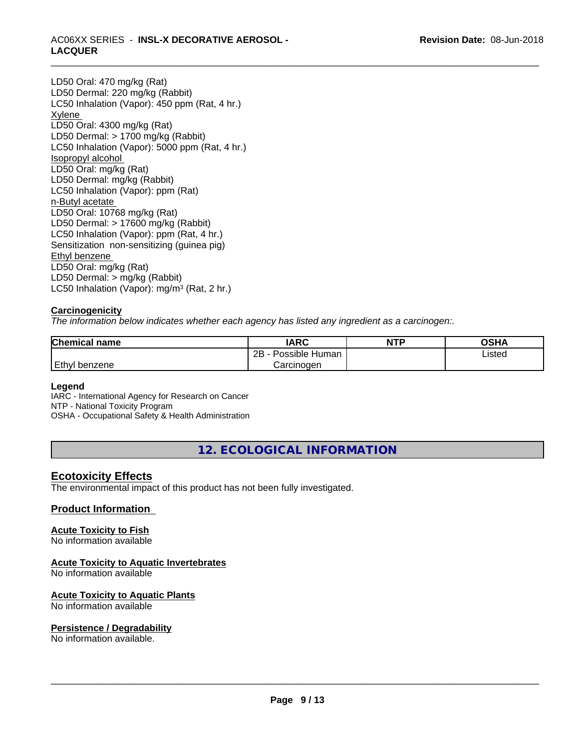LD50 Oral: 470 mg/kg (Rat)
LD50 Dermal: 220 mg/kg (Rabbit)
LC50 Inhalation (Vapor): 450 ppm (Rat, 4 hr.)
Xylene
LD50 Oral: 4300 mg/kg (Rat)
LD50 Dermal: > 1700 mg/kg (Rabbit)
LC50 Inhalation (Vapor): 5000 ppm (Rat, 4 hr.)
Isopropyl alcohol
LD50 Oral: mg/kg (Rat)
LD50 Dermal: mg/kg (Rabbit)
LC50 Inhalation (Vapor): ppm (Rat)
n-Butyl acetate
LD50 Oral: 10768 mg/kg (Rat)
LD50 Dermal: > 17600 mg/kg (Rabbit)
LC50 Inhalation (Vapor): ppm (Rat, 4 hr.)
Sensitization non-sensitizing (guinea pig)
Ethyl benzene
LD50 Oral: mg/kg (Rat)
LD50 Dermal: > mg/kg (Rabbit)
LC50 Inhalation (Vapor): mg/m³ (Rat, 2 hr.)

**Carcinogenicity**

*The information below indicates whether each agency has listed any ingredient as a carcinogen:.*

| Chemical name | IARC | NTP | OSHA |
|---|---|---|---|
| Ethyl benzene | 2B - Possible Human Carcinogen | | Listed |

**Legend**

IARC - International Agency for Research on Cancer
NTP - National Toxicity Program
OSHA - Occupational Safety & Health Administration

## 12. ECOLOGICAL INFORMATION

### Ecotoxicity Effects

The environmental impact of this product has not been fully investigated.

### Product Information

**Acute Toxicity to Fish**

No information available

**Acute Toxicity to Aquatic Invertebrates**

No information available

**Acute Toxicity to Aquatic Plants**

No information available

**Persistence / Degradability**

No information available.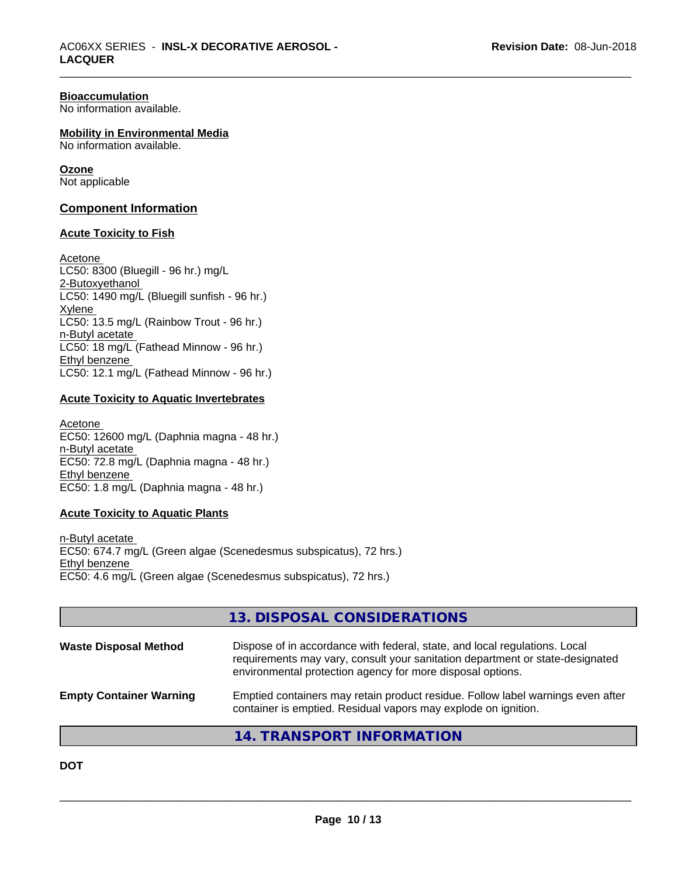**Bioaccumulation**
No information available.

**Mobility in Environmental Media**
No information available.

**Ozone**
Not applicable

## Component Information

### Acute Toxicity to Fish

Acetone
LC50: 8300 (Bluegill - 96 hr.) mg/L
2-Butoxyethanol
LC50: 1490 mg/L (Bluegill sunfish - 96 hr.)
Xylene
LC50: 13.5 mg/L (Rainbow Trout - 96 hr.)
n-Butyl acetate
LC50: 18 mg/L (Fathead Minnow - 96 hr.)
Ethyl benzene
LC50: 12.1 mg/L (Fathead Minnow - 96 hr.)

### Acute Toxicity to Aquatic Invertebrates

Acetone
EC50: 12600 mg/L (Daphnia magna - 48 hr.)
n-Butyl acetate
EC50: 72.8 mg/L (Daphnia magna - 48 hr.)
Ethyl benzene
EC50: 1.8 mg/L (Daphnia magna - 48 hr.)

### Acute Toxicity to Aquatic Plants

n-Butyl acetate
EC50: 674.7 mg/L (Green algae (Scenedesmus subspicatus), 72 hrs.)
Ethyl benzene
EC50: 4.6 mg/L (Green algae (Scenedesmus subspicatus), 72 hrs.)

## 13. DISPOSAL CONSIDERATIONS

**Waste Disposal Method** Dispose of in accordance with federal, state, and local regulations. Local requirements may vary, consult your sanitation department or state-designated environmental protection agency for more disposal options.

**Empty Container Warning** Emptied containers may retain product residue. Follow label warnings even after container is emptied. Residual vapors may explode on ignition.

## 14. TRANSPORT INFORMATION

**DOT**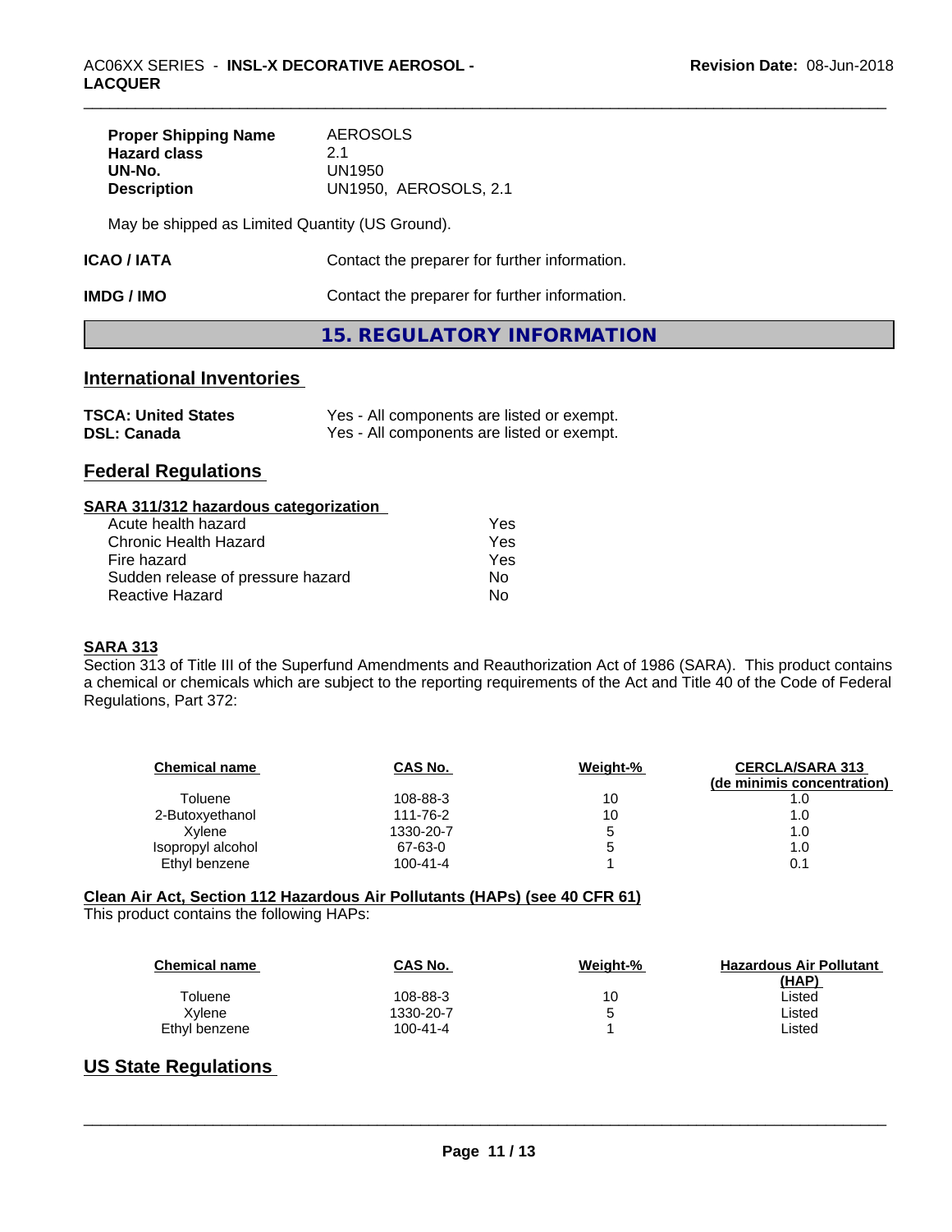| | |
|---|---|
| **Proper Shipping Name** | AEROSOLS |
| **Hazard class** | 2.1 |
| **UN-No.** | UN1950 |
| **Description** | UN1950, AEROSOLS, 2.1 |

May be shipped as Limited Quantity (US Ground).

**ICAO / IATA** Contact the preparer for further information.

**IMDG / IMO** Contact the preparer for further information.

## 15. REGULATORY INFORMATION

### International Inventories

| | |
|---|---|
| **TSCA: United States** | Yes - All components are listed or exempt. |
| **DSL: Canada** | Yes - All components are listed or exempt. |

### Federal Regulations

**SARA 311/312 hazardous categorization**

| | |
|---|---|
| Acute health hazard | Yes |
| Chronic Health Hazard | Yes |
| Fire hazard | Yes |
| Sudden release of pressure hazard | No |
| Reactive Hazard | No |

**SARA 313**

Section 313 of Title III of the Superfund Amendments and Reauthorization Act of 1986 (SARA). This product contains a chemical or chemicals which are subject to the reporting requirements of the Act and Title 40 of the Code of Federal Regulations, Part 372:

| Chemical name | CAS No. | Weight-% | CERCLA/SARA 313 (de minimis concentration) |
|---|---|---|---|
| Toluene | 108-88-3 | 10 | 1.0 |
| 2-Butoxyethanol | 111-76-2 | 10 | 1.0 |
| Xylene | 1330-20-7 | 5 | 1.0 |
| Isopropyl alcohol | 67-63-0 | 5 | 1.0 |
| Ethyl benzene | 100-41-4 | 1 | 0.1 |

**Clean Air Act, Section 112 Hazardous Air Pollutants (HAPs) (see 40 CFR 61)**

This product contains the following HAPs:

| Chemical name | CAS No. | Weight-% | Hazardous Air Pollutant (HAP) |
|---|---|---|---|
| Toluene | 108-88-3 | 10 | Listed |
| Xylene | 1330-20-7 | 5 | Listed |
| Ethyl benzene | 100-41-4 | 1 | Listed |

### US State Regulations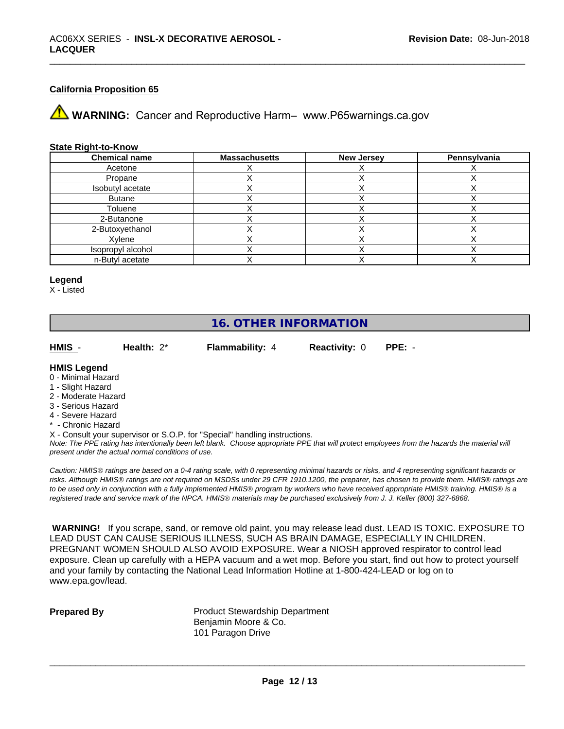### California Proposition 65

⚠ **WARNING:** Cancer and Reproductive Harm– www.P65warnings.ca.gov

### State Right-to-Know

| Chemical name | Massachusetts | New Jersey | Pennsylvania |
|---|---|---|---|
| Acetone | X | X | X |
| Propane | X | X | X |
| Isobutyl acetate | X | X | X |
| Butane | X | X | X |
| Toluene | X | X | X |
| 2-Butanone | X | X | X |
| 2-Butoxyethanol | X | X | X |
| Xylene | X | X | X |
| Isopropyl alcohol | X | X | X |
| n-Butyl acetate | X | X | X |

**Legend**

X - Listed

## 16. OTHER INFORMATION

**HMIS** - **Health:** 2* **Flammability:** 4 **Reactivity:** 0 **PPE:** -

**HMIS Legend**

0 - Minimal Hazard
1 - Slight Hazard
2 - Moderate Hazard
3 - Serious Hazard
4 - Severe Hazard
* - Chronic Hazard
X - Consult your supervisor or S.O.P. for "Special" handling instructions.

*Note: The PPE rating has intentionally been left blank. Choose appropriate PPE that will protect employees from the hazards the material will present under the actual normal conditions of use.*

*Caution: HMIS® ratings are based on a 0-4 rating scale, with 0 representing minimal hazards or risks, and 4 representing significant hazards or risks. Although HMIS® ratings are not required on MSDSs under 29 CFR 1910.1200, the preparer, has chosen to provide them. HMIS® ratings are to be used only in conjunction with a fully implemented HMIS® program by workers who have received appropriate HMIS® training. HMIS® is a registered trade and service mark of the NPCA. HMIS® materials may be purchased exclusively from J. J. Keller (800) 327-6868.*

**WARNING!** If you scrape, sand, or remove old paint, you may release lead dust. LEAD IS TOXIC. EXPOSURE TO LEAD DUST CAN CAUSE SERIOUS ILLNESS, SUCH AS BRAIN DAMAGE, ESPECIALLY IN CHILDREN. PREGNANT WOMEN SHOULD ALSO AVOID EXPOSURE. Wear a NIOSH approved respirator to control lead exposure. Clean up carefully with a HEPA vacuum and a wet mop. Before you start, find out how to protect yourself and your family by contacting the National Lead Information Hotline at 1-800-424-LEAD or log on to www.epa.gov/lead.

**Prepared By**

Product Stewardship Department
Benjamin Moore & Co.
101 Paragon Drive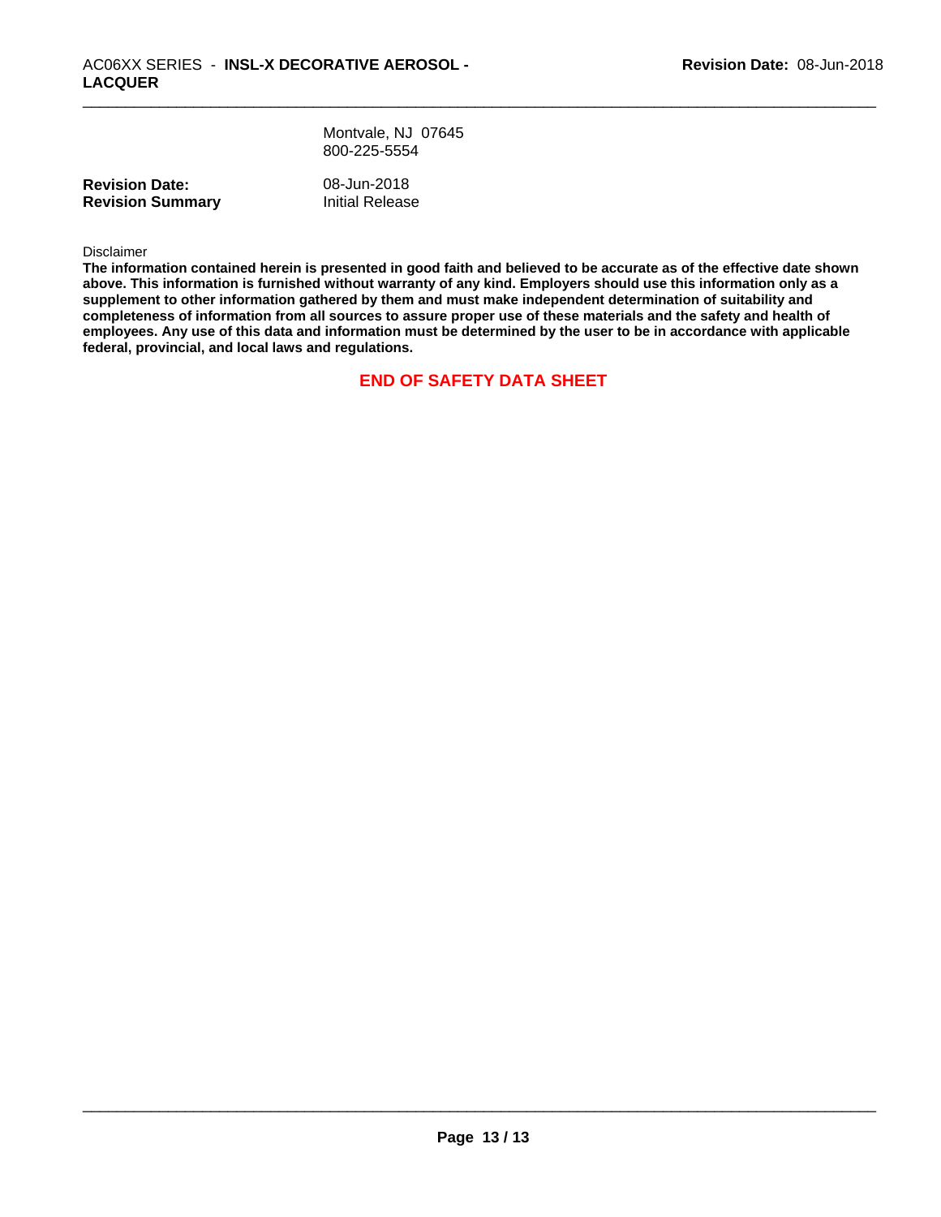Montvale, NJ 07645
800-225-5554

| | |
|---|---|
| **Revision Date:** | 08-Jun-2018 |
| **Revision Summary** | Initial Release |

Disclaimer

**The information contained herein is presented in good faith and believed to be accurate as of the effective date shown above. This information is furnished without warranty of any kind. Employers should use this information only as a supplement to other information gathered by them and must make independent determination of suitability and completeness of information from all sources to assure proper use of these materials and the safety and health of employees. Any use of this data and information must be determined by the user to be in accordance with applicable federal, provincial, and local laws and regulations.**

**END OF SAFETY DATA SHEET**